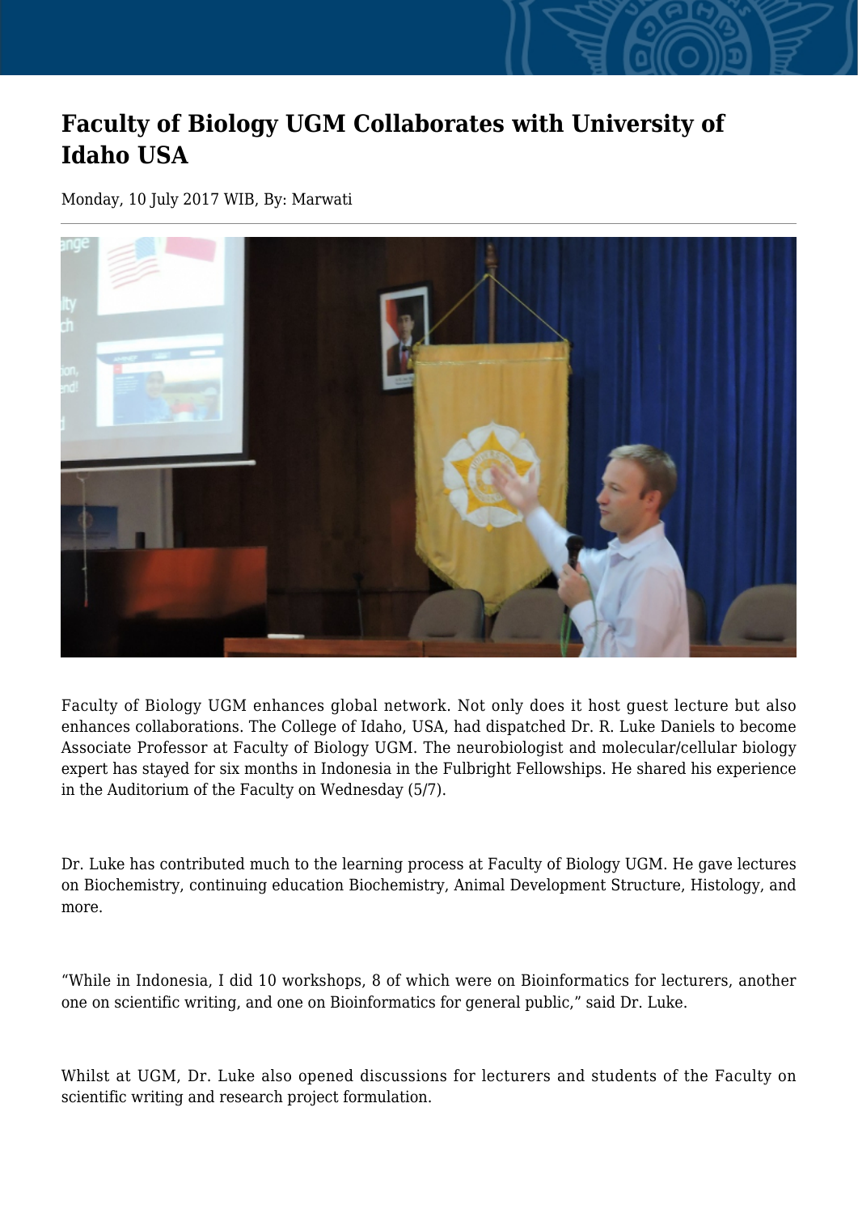# Faculty of Biology UGM Collaborates with University of Idaho USA

Monday, 10 July 2017 WIB, By: Marwati

Faculty of Biology UGM enhances global network. Not only does it host guest lecture but also enhances collaborations. The College of Idaho, USA, had dispatched Dr. R. Luke Daniels to become Associate Professor at Faculty of Biology UGM. The neurobiologist and molecular/cellular biology expert has stayed for six months in Indonesia in the Fulbright Fellowships. He shared his experience in the Auditorium of the Faculty on Wednesday (5/7).

Dr. Luke has contributed much to the learning process at Faculty of Biology UGM. He gave lectures on Biochemistry, continuing education Biochemistry, Animal Development Structure, Histology, and more.

“While in Indonesia, I did 10 workshops, 8 of which were on Bioinformatics for lecturers, another one on scientific writing, and one on Bioinformatics for general public,” said Dr. Luke.

Whilst at UGM, Dr. Luke also opened discussions for lecturers and students of the Faculty on scientific writing and research project formulation.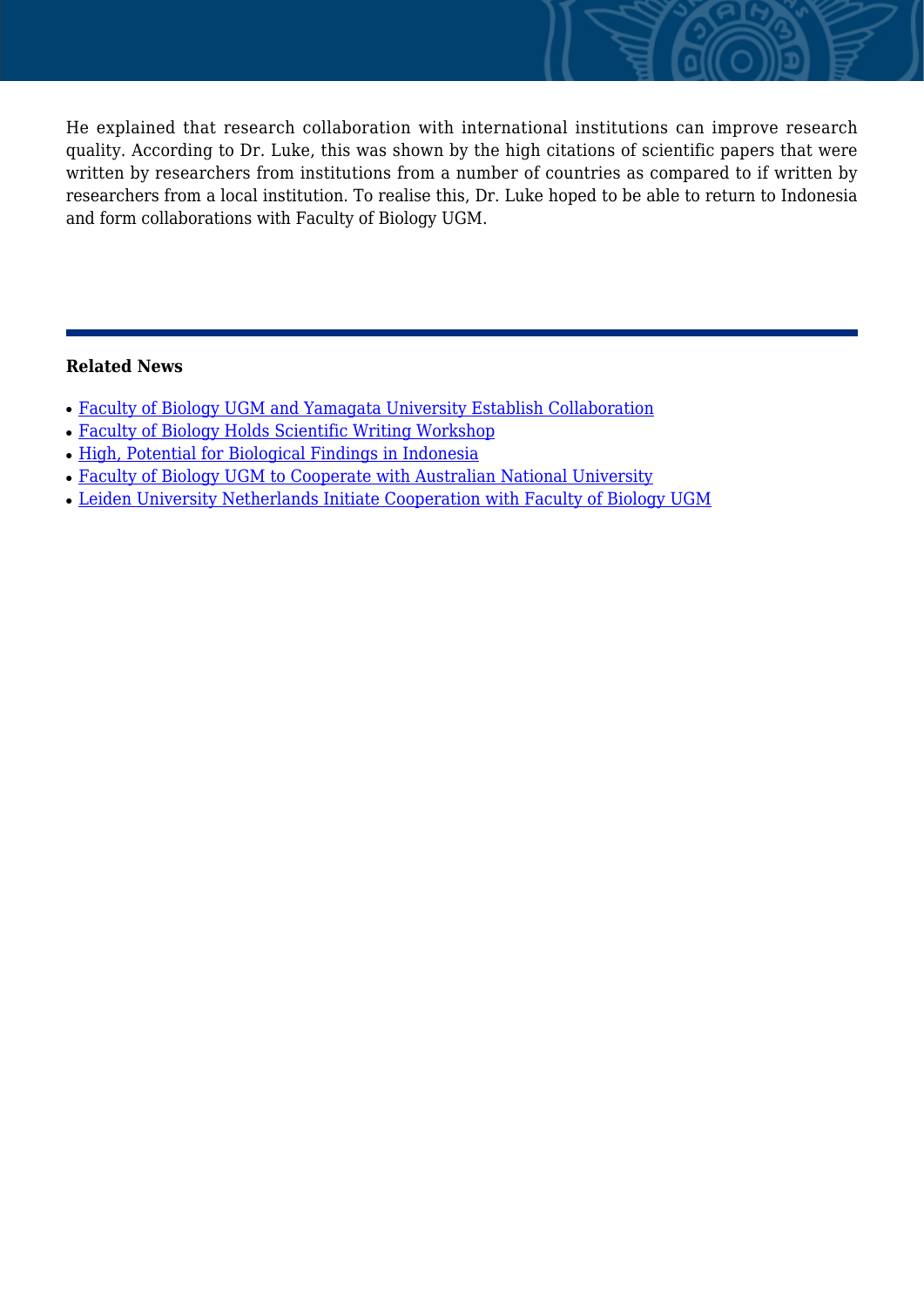He explained that research collaboration with international institutions can improve research quality. According to Dr. Luke, this was shown by the high citations of scientific papers that were written by researchers from institutions from a number of countries as compared to if written by researchers from a local institution. To realise this, Dr. Luke hoped to be able to return to Indonesia and form collaborations with Faculty of Biology UGM.

---

**Related News**

- Faculty of Biology UGM and Yamagata University Establish Collaboration
- Faculty of Biology Holds Scientific Writing Workshop
- High, Potential for Biological Findings in Indonesia
- Faculty of Biology UGM to Cooperate with Australian National University
- Leiden University Netherlands Initiate Cooperation with Faculty of Biology UGM